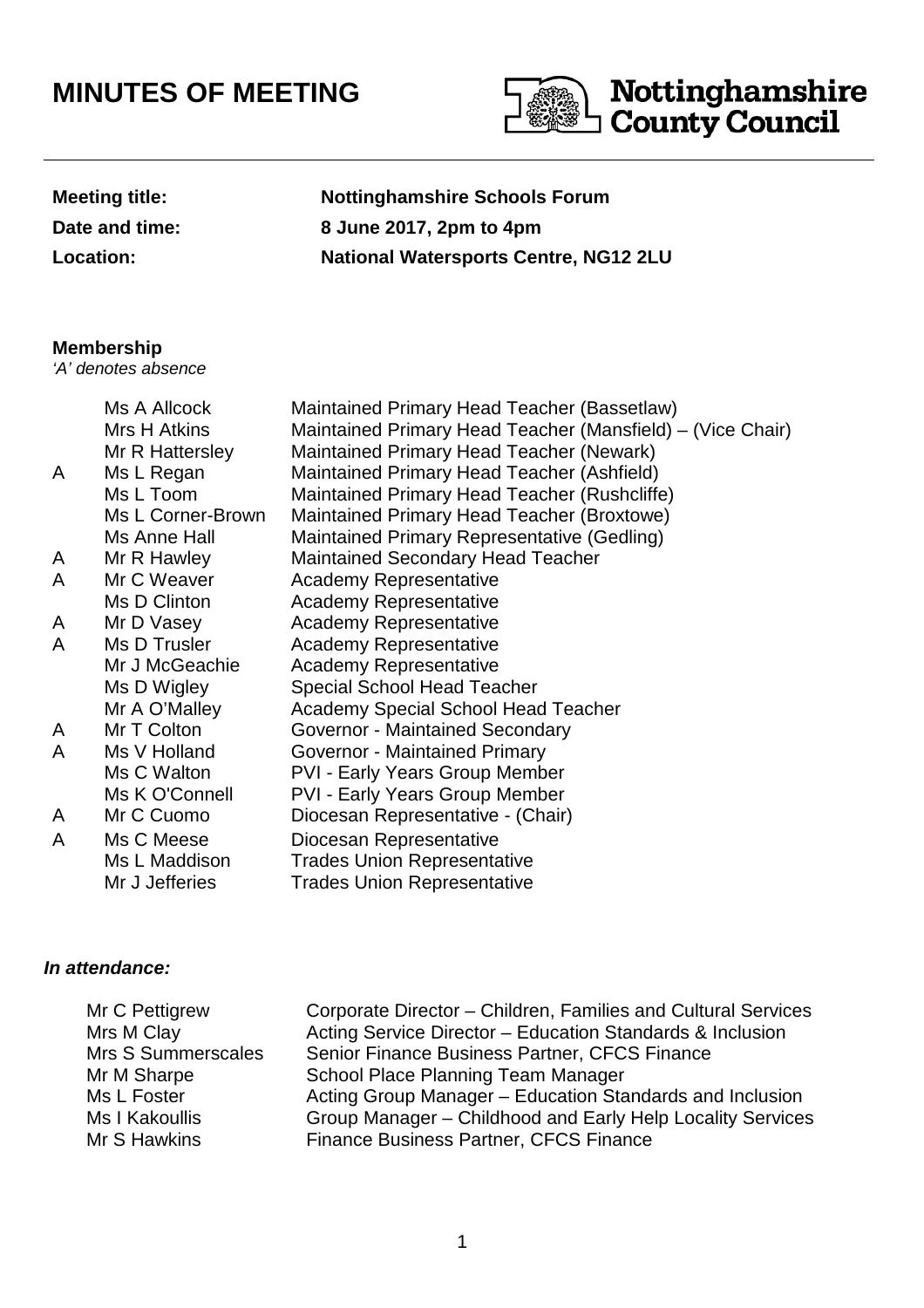# MINUTES OF MEETING

**Nottinghamshire County Council**

| | |
|---|---|
| **Meeting title:** | **Nottinghamshire Schools Forum** |
| **Date and time:** | **8 June 2017, 2pm to 4pm** |
| **Location:** | **National Watersports Centre, NG12 2LU** |

**Membership**
*'A' denotes absence*

| | | |
|---|---|---|
| | Ms A Allcock | Maintained Primary Head Teacher (Bassetlaw) |
| | Mrs H Atkins | Maintained Primary Head Teacher (Mansfield) – (Vice Chair) |
| | Mr R Hattersley | Maintained Primary Head Teacher (Newark) |
| A | Ms L Regan | Maintained Primary Head Teacher (Ashfield) |
| | Ms L Toom | Maintained Primary Head Teacher (Rushcliffe) |
| | Ms L Corner-Brown | Maintained Primary Head Teacher (Broxtowe) |
| | Ms Anne Hall | Maintained Primary Representative (Gedling) |
| A | Mr R Hawley | Maintained Secondary Head Teacher |
| A | Mr C Weaver | Academy Representative |
| | Ms D Clinton | Academy Representative |
| A | Mr D Vasey | Academy Representative |
| A | Ms D Trusler | Academy Representative |
| | Mr J McGeachie | Academy Representative |
| | Ms D Wigley | Special School Head Teacher |
| | Mr A O'Malley | Academy Special School Head Teacher |
| A | Mr T Colton | Governor - Maintained Secondary |
| A | Ms V Holland | Governor - Maintained Primary |
| | Ms C Walton | PVI - Early Years Group Member |
| | Ms K O'Connell | PVI - Early Years Group Member |
| A | Mr C Cuomo | Diocesan Representative - (Chair) |
| A | Ms C Meese | Diocesan Representative |
| | Ms L Maddison | Trades Union Representative |
| | Mr J Jefferies | Trades Union Representative |

***In attendance:***

| | |
|---|---|
| Mr C Pettigrew | Corporate Director – Children, Families and Cultural Services |
| Mrs M Clay | Acting Service Director – Education Standards & Inclusion |
| Mrs S Summerscales | Senior Finance Business Partner, CFCS Finance |
| Mr M Sharpe | School Place Planning Team Manager |
| Ms L Foster | Acting Group Manager – Education Standards and Inclusion |
| Ms I Kakoullis | Group Manager – Childhood and Early Help Locality Services |
| Mr S Hawkins | Finance Business Partner, CFCS Finance |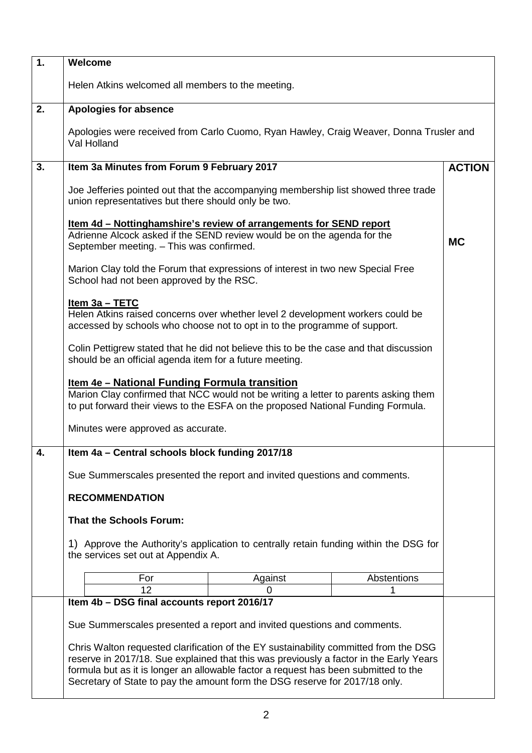## 1. Welcome

Helen Atkins welcomed all members to the meeting.

## 2. Apologies for absence

Apologies were received from Carlo Cuomo, Ryan Hawley, Craig Weaver, Donna Trusler and Val Holland

## 3. Item 3a Minutes from Forum 9 February 2017

**ACTION**

Joe Jefferies pointed out that the accompanying membership list showed three trade union representatives but there should only be two.

**Item 4d – Nottinghamshire's review of arrangements for SEND report**
Adrienne Alcock asked if the SEND review would be on the agenda for the September meeting. – This was confirmed. **MC**

Marion Clay told the Forum that expressions of interest in two new Special Free School had not been approved by the RSC.

**Item 3a – TETC**
Helen Atkins raised concerns over whether level 2 development workers could be accessed by schools who choose not to opt in to the programme of support.

Colin Pettigrew stated that he did not believe this to be the case and that discussion should be an official agenda item for a future meeting.

**Item 4e – National Funding Formula transition**
Marion Clay confirmed that NCC would not be writing a letter to parents asking them to put forward their views to the ESFA on the proposed National Funding Formula.

Minutes were approved as accurate.

## 4. Item 4a – Central schools block funding 2017/18

Sue Summerscales presented the report and invited questions and comments.

**RECOMMENDATION**

**That the Schools Forum:**

1) Approve the Authority's application to centrally retain funding within the DSG for the services set out at Appendix A.

| For | Against | Abstentions |
|---|---|---|
| 12 | 0 | 1 |

**Item 4b – DSG final accounts report 2016/17**

Sue Summerscales presented a report and invited questions and comments.

Chris Walton requested clarification of the EY sustainability committed from the DSG reserve in 2017/18. Sue explained that this was previously a factor in the Early Years formula but as it is longer an allowable factor a request has been submitted to the Secretary of State to pay the amount form the DSG reserve for 2017/18 only.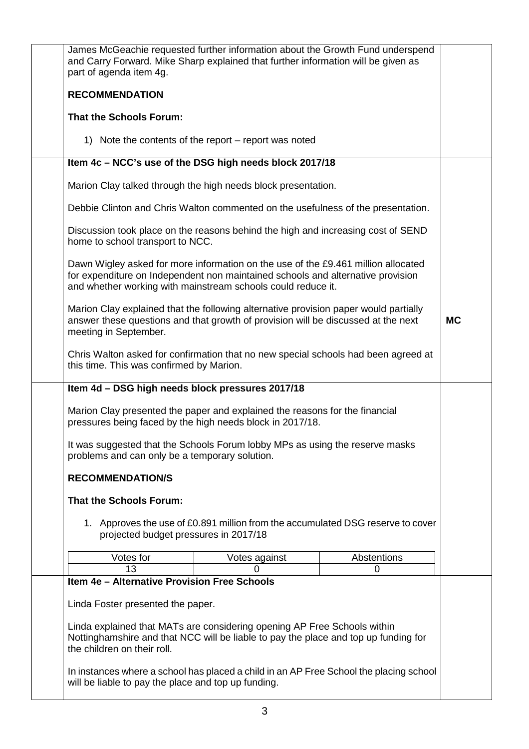James McGeachie requested further information about the Growth Fund underspend and Carry Forward. Mike Sharp explained that further information will be given as part of agenda item 4g.

**RECOMMENDATION**

**That the Schools Forum:**

1) Note the contents of the report – report was noted

### Item 4c – NCC's use of the DSG high needs block 2017/18

Marion Clay talked through the high needs block presentation.

Debbie Clinton and Chris Walton commented on the usefulness of the presentation.

Discussion took place on the reasons behind the high and increasing cost of SEND home to school transport to NCC.

Dawn Wigley asked for more information on the use of the £9.461 million allocated for expenditure on Independent non maintained schools and alternative provision and whether working with mainstream schools could reduce it.

Marion Clay explained that the following alternative provision paper would partially answer these questions and that growth of provision will be discussed at the next meeting in September. **MC**

Chris Walton asked for confirmation that no new special schools had been agreed at this time. This was confirmed by Marion.

### Item 4d – DSG high needs block pressures 2017/18

Marion Clay presented the paper and explained the reasons for the financial pressures being faced by the high needs block in 2017/18.

It was suggested that the Schools Forum lobby MPs as using the reserve masks problems and can only be a temporary solution.

**RECOMMENDATION/S**

**That the Schools Forum:**

1. Approves the use of £0.891 million from the accumulated DSG reserve to cover projected budget pressures in 2017/18

| Votes for | Votes against | Abstentions |
|---|---|---|
| 13 | 0 | 0 |

### Item 4e – Alternative Provision Free Schools

Linda Foster presented the paper.

Linda explained that MATs are considering opening AP Free Schools within Nottinghamshire and that NCC will be liable to pay the place and top up funding for the children on their roll.

In instances where a school has placed a child in an AP Free School the placing school will be liable to pay the place and top up funding.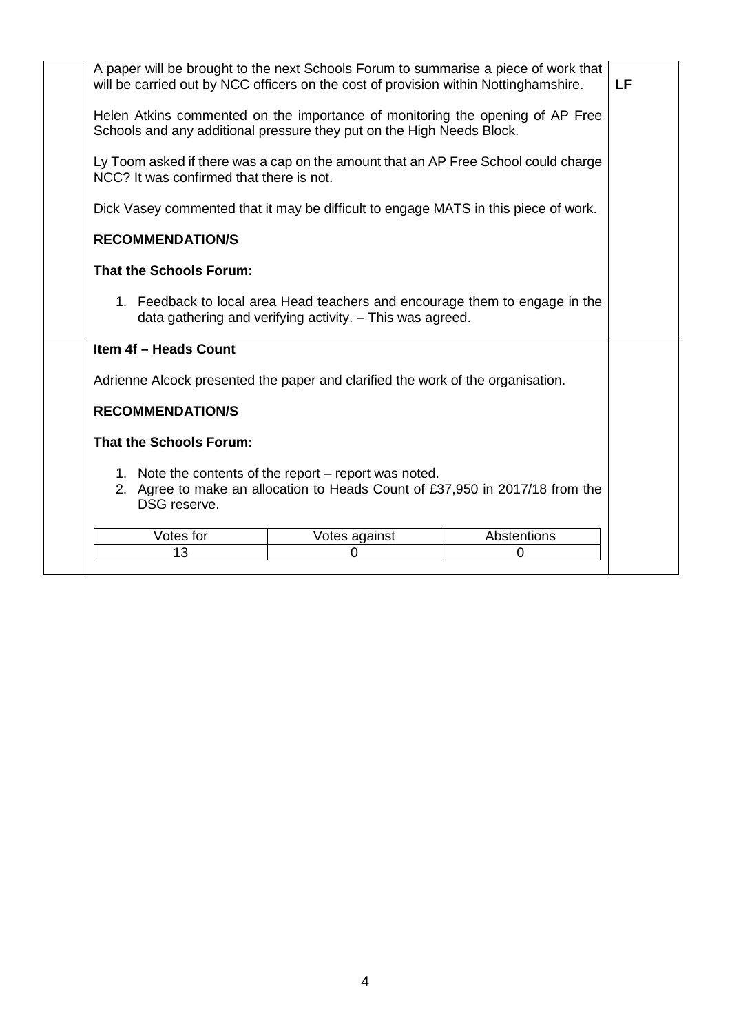A paper will be brought to the next Schools Forum to summarise a piece of work that will be carried out by NCC officers on the cost of provision within Nottinghamshire. **LF**

Helen Atkins commented on the importance of monitoring the opening of AP Free Schools and any additional pressure they put on the High Needs Block.

Ly Toom asked if there was a cap on the amount that an AP Free School could charge NCC? It was confirmed that there is not.

Dick Vasey commented that it may be difficult to engage MATS in this piece of work.

**RECOMMENDATION/S**

**That the Schools Forum:**

1. Feedback to local area Head teachers and encourage them to engage in the data gathering and verifying activity. – This was agreed.

**Item 4f – Heads Count**

Adrienne Alcock presented the paper and clarified the work of the organisation.

**RECOMMENDATION/S**

**That the Schools Forum:**

1. Note the contents of the report – report was noted.
2. Agree to make an allocation to Heads Count of £37,950 in 2017/18 from the DSG reserve.

| Votes for | Votes against | Abstentions |
|---|---|---|
| 13 | 0 | 0 |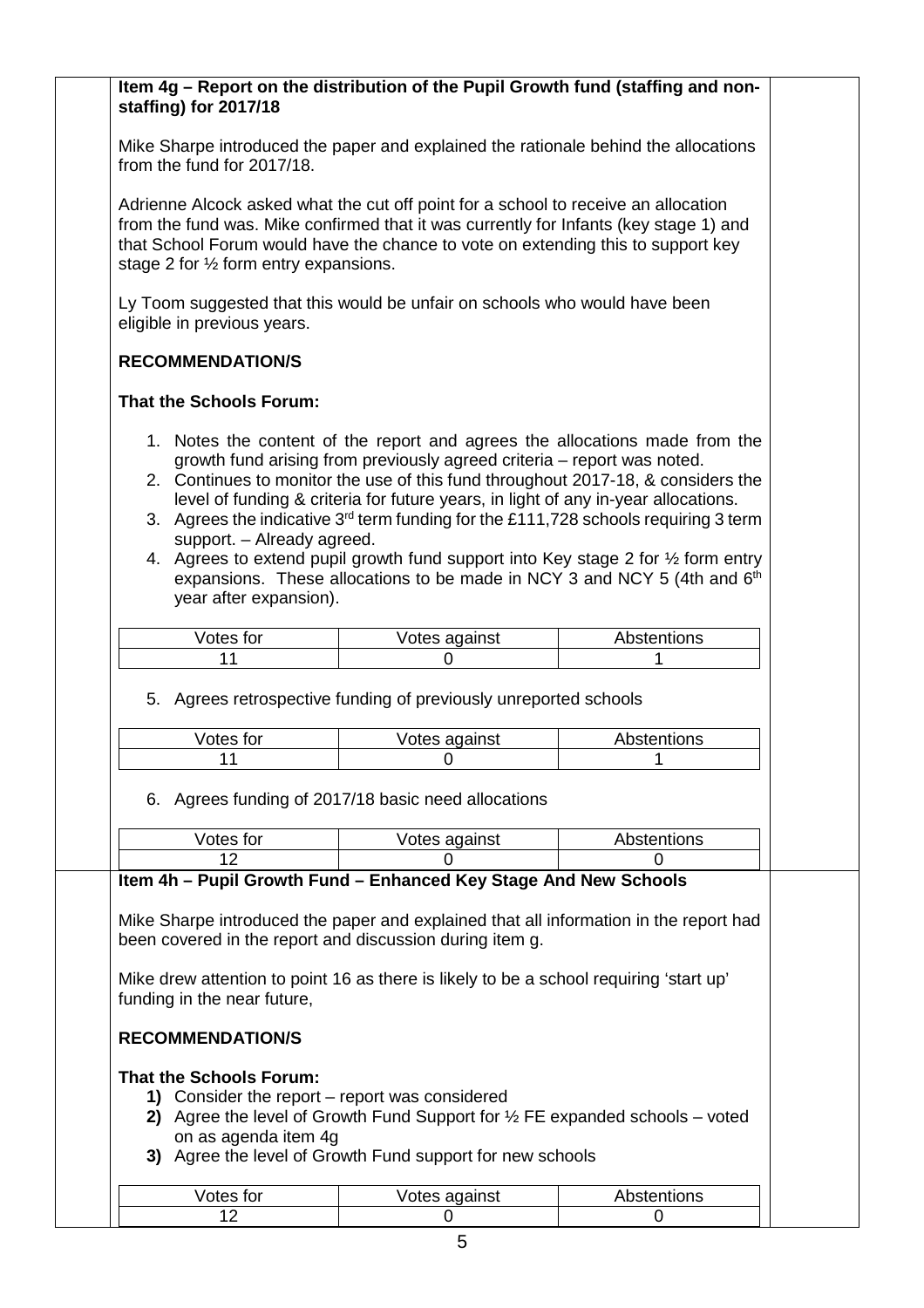**Item 4g – Report on the distribution of the Pupil Growth fund (staffing and non-staffing) for 2017/18**

Mike Sharpe introduced the paper and explained the rationale behind the allocations from the fund for 2017/18.

Adrienne Alcock asked what the cut off point for a school to receive an allocation from the fund was. Mike confirmed that it was currently for Infants (key stage 1) and that School Forum would have the chance to vote on extending this to support key stage 2 for ½ form entry expansions.

Ly Toom suggested that this would be unfair on schools who would have been eligible in previous years.

**RECOMMENDATION/S**

**That the Schools Forum:**

1. Notes the content of the report and agrees the allocations made from the growth fund arising from previously agreed criteria – report was noted.
2. Continues to monitor the use of this fund throughout 2017-18, & considers the level of funding & criteria for future years, in light of any in-year allocations.
3. Agrees the indicative 3rd term funding for the £111,728 schools requiring 3 term support. – Already agreed.
4. Agrees to extend pupil growth fund support into Key stage 2 for ½ form entry expansions. These allocations to be made in NCY 3 and NCY 5 (4th and 6th year after expansion).

| Votes for | Votes against | Abstentions |
|---|---|---|
| 11 | 0 | 1 |

5. Agrees retrospective funding of previously unreported schools

| Votes for | Votes against | Abstentions |
|---|---|---|
| 11 | 0 | 1 |

6. Agrees funding of 2017/18 basic need allocations

| Votes for | Votes against | Abstentions |
|---|---|---|
| 12 | 0 | 0 |

**Item 4h – Pupil Growth Fund – Enhanced Key Stage And New Schools**

Mike Sharpe introduced the paper and explained that all information in the report had been covered in the report and discussion during item g.

Mike drew attention to point 16 as there is likely to be a school requiring 'start up' funding in the near future,

**RECOMMENDATION/S**

**That the Schools Forum:**

**1)** Consider the report – report was considered
**2)** Agree the level of Growth Fund Support for ½ FE expanded schools – voted on as agenda item 4g
**3)** Agree the level of Growth Fund support for new schools

| Votes for | Votes against | Abstentions |
|---|---|---|
| 12 | 0 | 0 |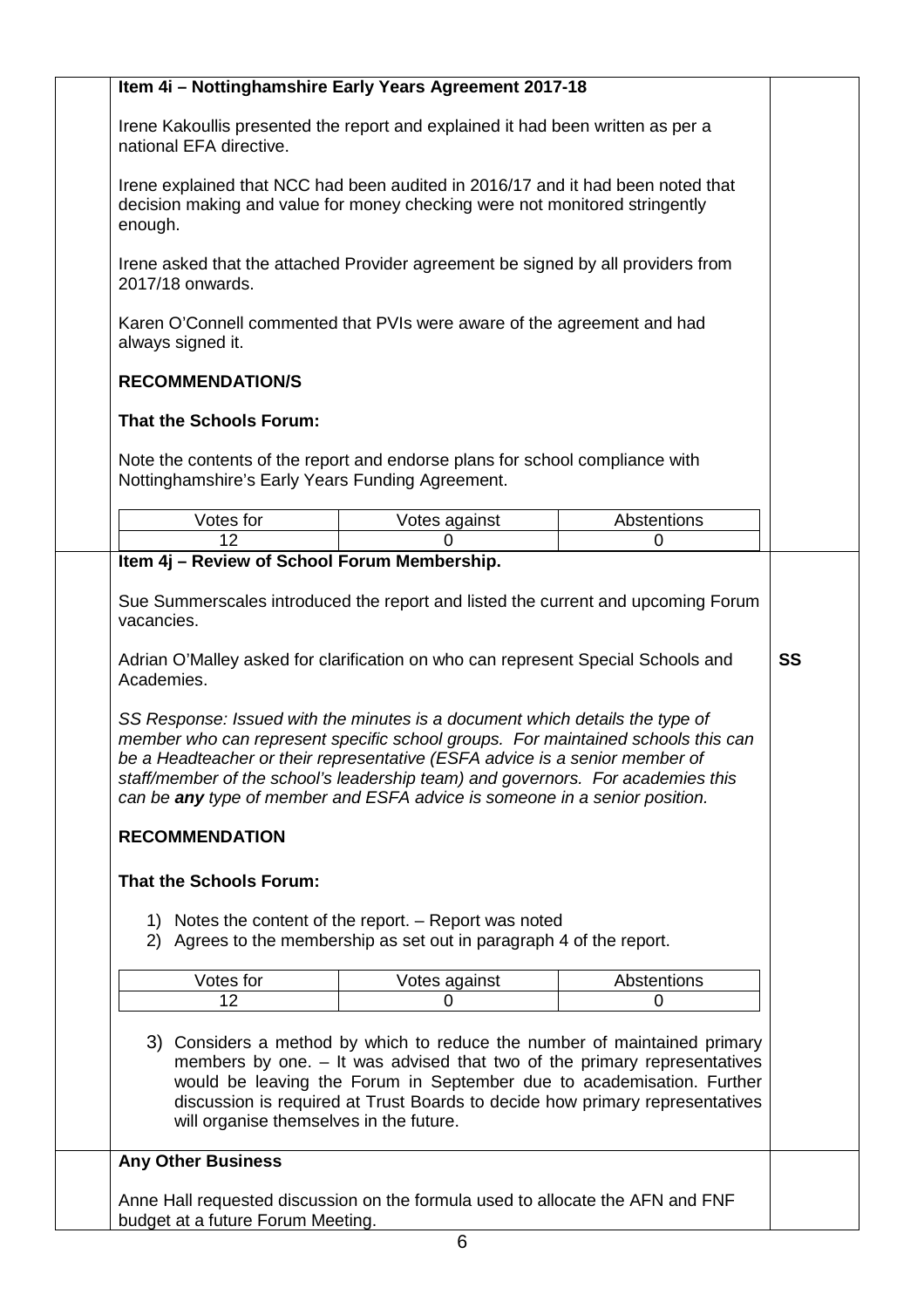**Item 4i – Nottinghamshire Early Years Agreement 2017-18**

Irene Kakoullis presented the report and explained it had been written as per a national EFA directive.

Irene explained that NCC had been audited in 2016/17 and it had been noted that decision making and value for money checking were not monitored stringently enough.

Irene asked that the attached Provider agreement be signed by all providers from 2017/18 onwards.

Karen O'Connell commented that PVIs were aware of the agreement and had always signed it.

**RECOMMENDATION/S**

**That the Schools Forum:**

Note the contents of the report and endorse plans for school compliance with Nottinghamshire's Early Years Funding Agreement.

| Votes for | Votes against | Abstentions |
|---|---|---|
| 12 | 0 | 0 |

**Item 4j – Review of School Forum Membership.**

Sue Summerscales introduced the report and listed the current and upcoming Forum vacancies.

Adrian O'Malley asked for clarification on who can represent Special Schools and Academies. **SS**

*SS Response: Issued with the minutes is a document which details the type of member who can represent specific school groups. For maintained schools this can be a Headteacher or their representative (ESFA advice is a senior member of staff/member of the school's leadership team) and governors. For academies this can be **any** type of member and ESFA advice is someone in a senior position.*

**RECOMMENDATION**

**That the Schools Forum:**

1) Notes the content of the report. – Report was noted
2) Agrees to the membership as set out in paragraph 4 of the report.

| Votes for | Votes against | Abstentions |
|---|---|---|
| 12 | 0 | 0 |

3) Considers a method by which to reduce the number of maintained primary members by one. – It was advised that two of the primary representatives would be leaving the Forum in September due to academisation. Further discussion is required at Trust Boards to decide how primary representatives will organise themselves in the future.

**Any Other Business**

Anne Hall requested discussion on the formula used to allocate the AFN and FNF budget at a future Forum Meeting.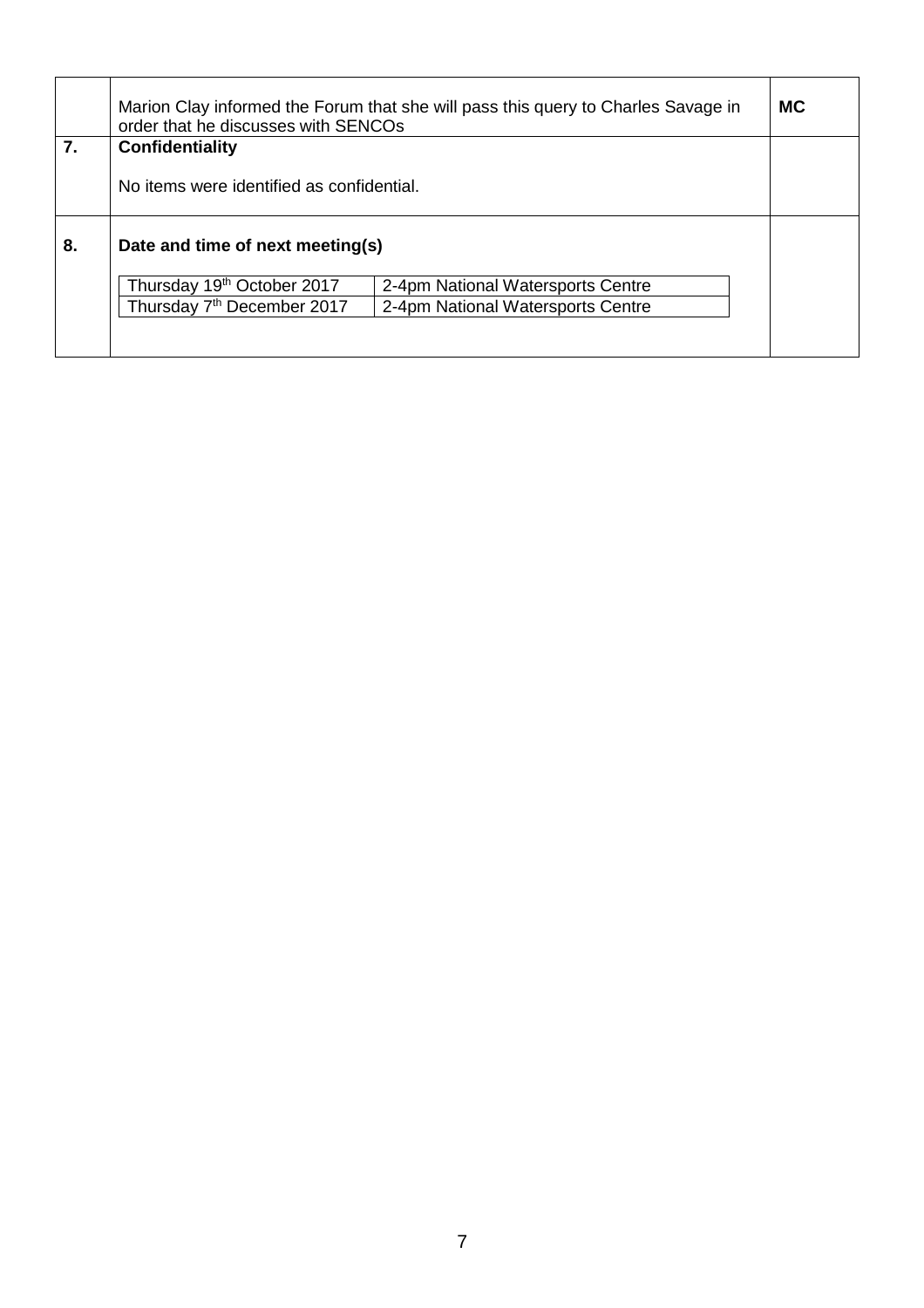| | | |
|---|---|---|
| | Marion Clay informed the Forum that she will pass this query to Charles Savage in order that he discusses with SENCOs | **MC** |
| **7.** | **Confidentiality**<br><br>No items were identified as confidential. | |
| **8.** | **Date and time of next meeting(s)** | |

| | |
|---|---|
| Thursday 19th October 2017 | 2-4pm National Watersports Centre |
| Thursday 7th December 2017 | 2-4pm National Watersports Centre |